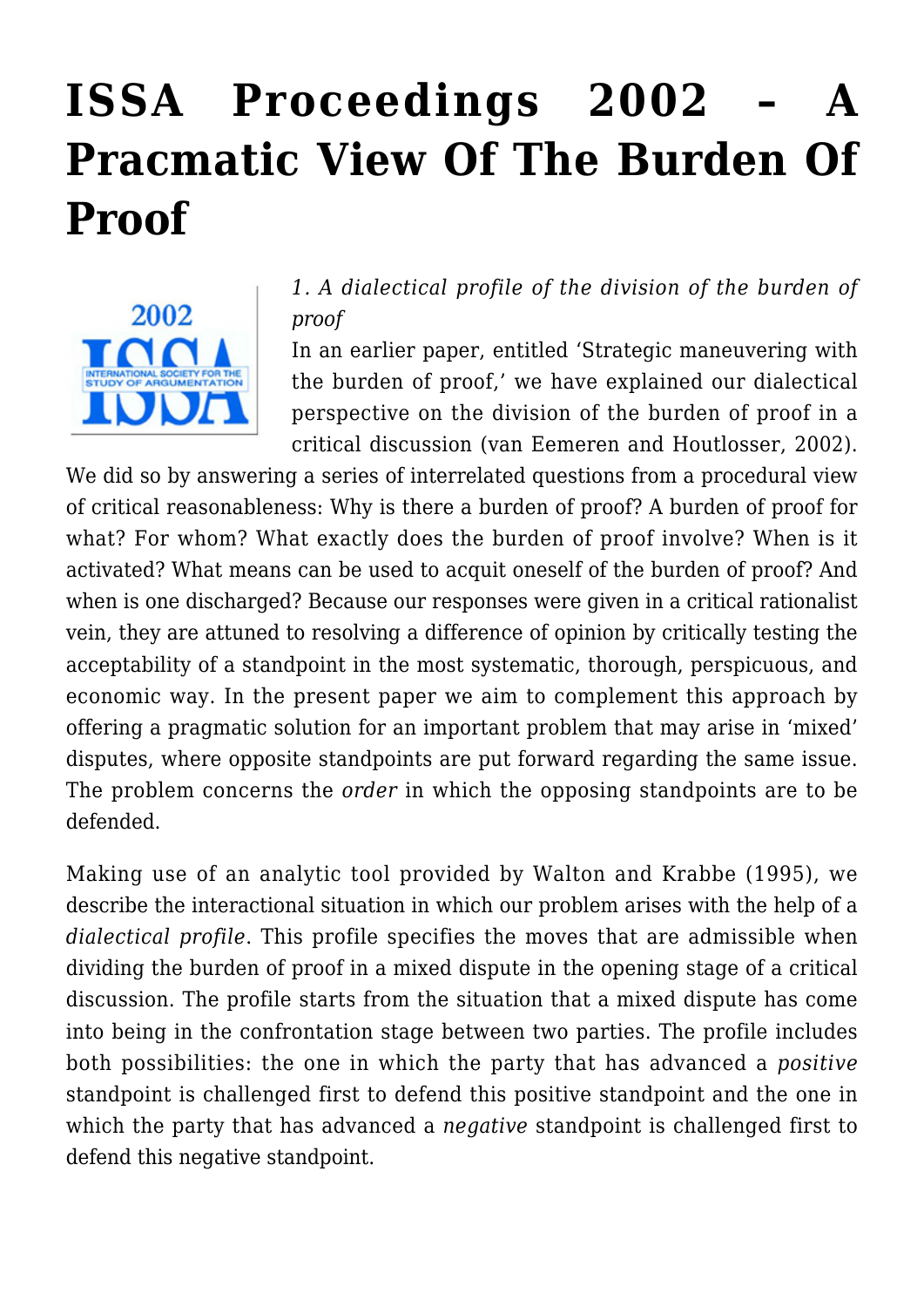# ISSA Proceedings 2002 – A Pracmatic View Of The Burden Of Proof

*1. A dialectical profile of the division of the burden of proof*

In an earlier paper, entitled 'Strategic maneuvering with the burden of proof,' we have explained our dialectical perspective on the division of the burden of proof in a critical discussion (van Eemeren and Houtlosser, 2002). We did so by answering a series of interrelated questions from a procedural view of critical reasonableness: Why is there a burden of proof? A burden of proof for what? For whom? What exactly does the burden of proof involve? When is it activated? What means can be used to acquit oneself of the burden of proof? And when is one discharged? Because our responses were given in a critical rationalist vein, they are attuned to resolving a difference of opinion by critically testing the acceptability of a standpoint in the most systematic, thorough, perspicuous, and economic way. In the present paper we aim to complement this approach by offering a pragmatic solution for an important problem that may arise in 'mixed' disputes, where opposite standpoints are put forward regarding the same issue. The problem concerns the *order* in which the opposing standpoints are to be defended.

Making use of an analytic tool provided by Walton and Krabbe (1995), we describe the interactional situation in which our problem arises with the help of a *dialectical profile*. This profile specifies the moves that are admissible when dividing the burden of proof in a mixed dispute in the opening stage of a critical discussion. The profile starts from the situation that a mixed dispute has come into being in the confrontation stage between two parties. The profile includes both possibilities: the one in which the party that has advanced a *positive* standpoint is challenged first to defend this positive standpoint and the one in which the party that has advanced a *negative* standpoint is challenged first to defend this negative standpoint.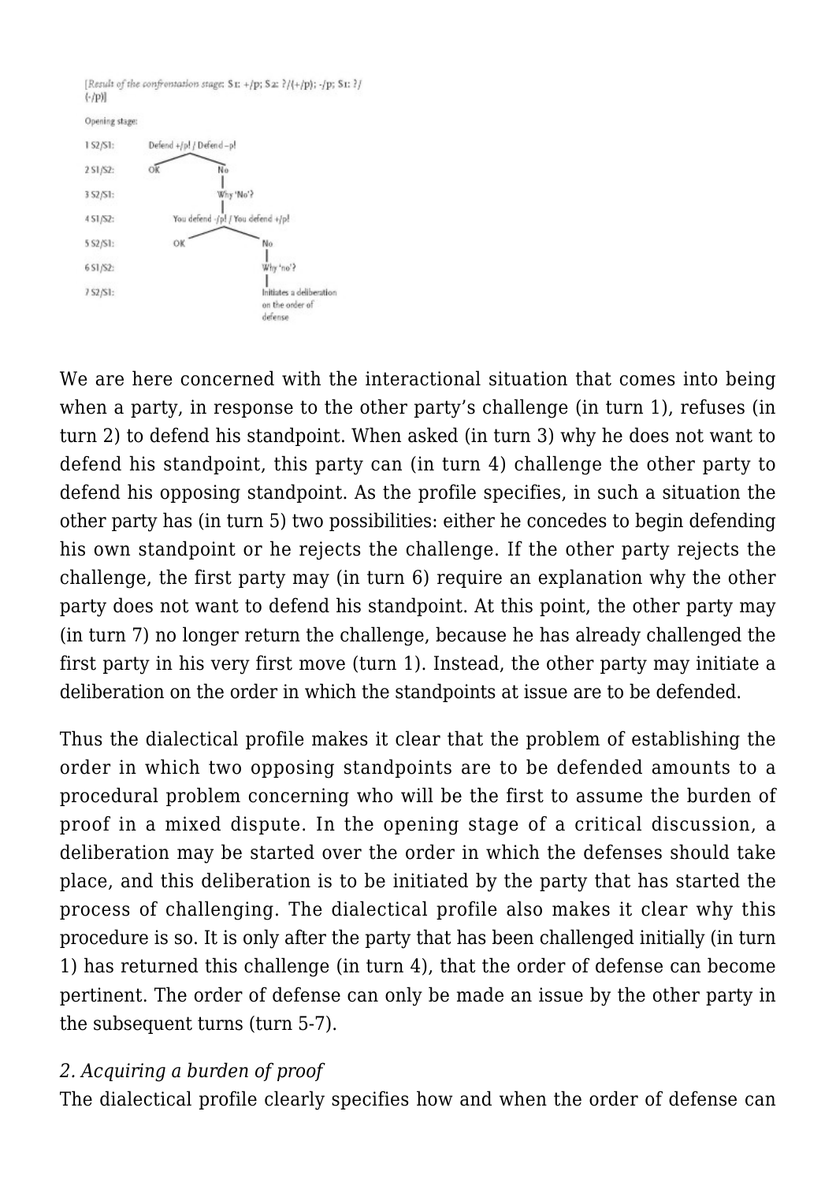[*Result of the confrontation stage*: S1: +/p; S2: ?/(+/p); -/p; S1: ?/(-/p)]

Opening stage:

```
1 S2/S1:   Defend +/p! / Defend –p!
                 /            \
2 S1/S2:   OK                  No
                               |
3 S2/S1:                    Why 'No'?
                               |
4 S1/S2:          You defend -/p! / You defend +/p!
                        /              \
5 S2/S1:              OK                No
                                        |
6 S1/S2:                             Why 'no'?
                                        |
7 S2/S1:                             Initiates a deliberation
                                     on the order of
                                     defense
```

We are here concerned with the interactional situation that comes into being when a party, in response to the other party's challenge (in turn 1), refuses (in turn 2) to defend his standpoint. When asked (in turn 3) why he does not want to defend his standpoint, this party can (in turn 4) challenge the other party to defend his opposing standpoint. As the profile specifies, in such a situation the other party has (in turn 5) two possibilities: either he concedes to begin defending his own standpoint or he rejects the challenge. If the other party rejects the challenge, the first party may (in turn 6) require an explanation why the other party does not want to defend his standpoint. At this point, the other party may (in turn 7) no longer return the challenge, because he has already challenged the first party in his very first move (turn 1). Instead, the other party may initiate a deliberation on the order in which the standpoints at issue are to be defended.

Thus the dialectical profile makes it clear that the problem of establishing the order in which two opposing standpoints are to be defended amounts to a procedural problem concerning who will be the first to assume the burden of proof in a mixed dispute. In the opening stage of a critical discussion, a deliberation may be started over the order in which the defenses should take place, and this deliberation is to be initiated by the party that has started the process of challenging. The dialectical profile also makes it clear why this procedure is so. It is only after the party that has been challenged initially (in turn 1) has returned this challenge (in turn 4), that the order of defense can become pertinent. The order of defense can only be made an issue by the other party in the subsequent turns (turn 5-7).

*2. Acquiring a burden of proof*

The dialectical profile clearly specifies how and when the order of defense can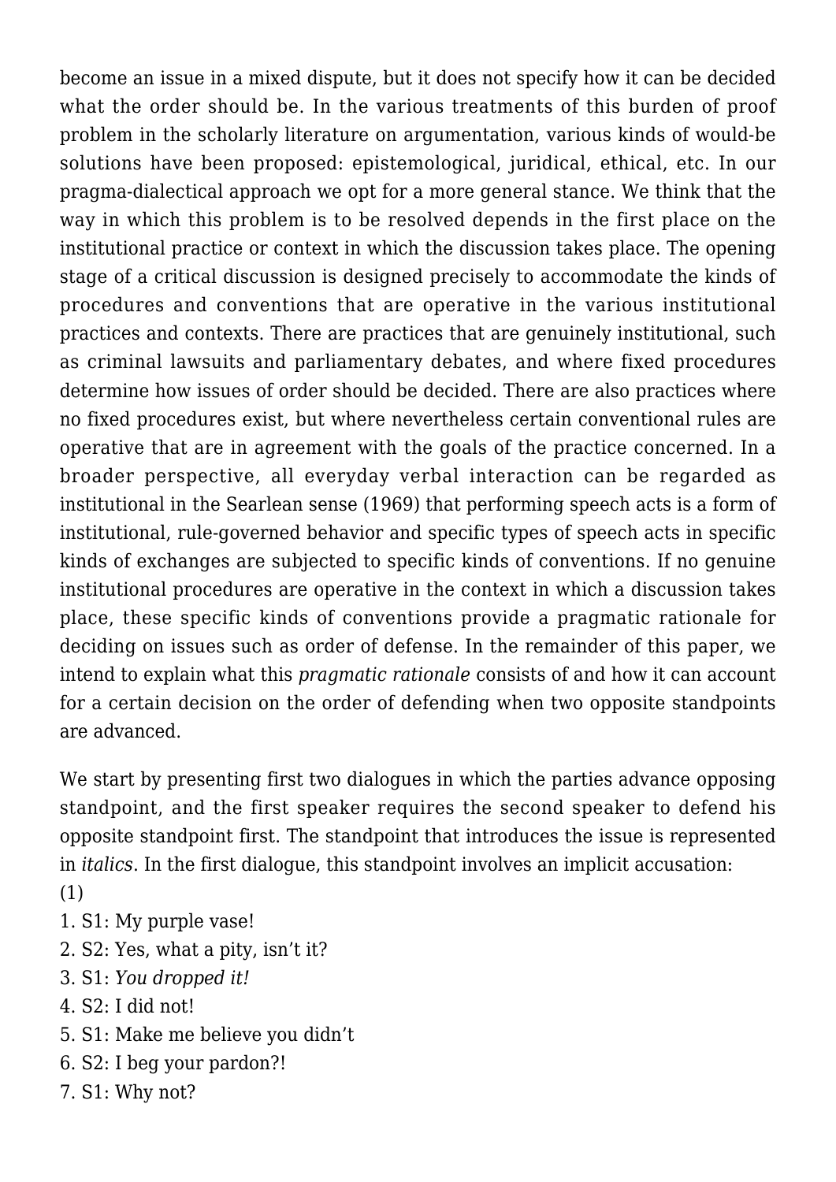become an issue in a mixed dispute, but it does not specify how it can be decided what the order should be. In the various treatments of this burden of proof problem in the scholarly literature on argumentation, various kinds of would-be solutions have been proposed: epistemological, juridical, ethical, etc. In our pragma-dialectical approach we opt for a more general stance. We think that the way in which this problem is to be resolved depends in the first place on the institutional practice or context in which the discussion takes place. The opening stage of a critical discussion is designed precisely to accommodate the kinds of procedures and conventions that are operative in the various institutional practices and contexts. There are practices that are genuinely institutional, such as criminal lawsuits and parliamentary debates, and where fixed procedures determine how issues of order should be decided. There are also practices where no fixed procedures exist, but where nevertheless certain conventional rules are operative that are in agreement with the goals of the practice concerned. In a broader perspective, all everyday verbal interaction can be regarded as institutional in the Searlean sense (1969) that performing speech acts is a form of institutional, rule-governed behavior and specific types of speech acts in specific kinds of exchanges are subjected to specific kinds of conventions. If no genuine institutional procedures are operative in the context in which a discussion takes place, these specific kinds of conventions provide a pragmatic rationale for deciding on issues such as order of defense. In the remainder of this paper, we intend to explain what this *pragmatic rationale* consists of and how it can account for a certain decision on the order of defending when two opposite standpoints are advanced.

We start by presenting first two dialogues in which the parties advance opposing standpoint, and the first speaker requires the second speaker to defend his opposite standpoint first. The standpoint that introduces the issue is represented in *italics*. In the first dialogue, this standpoint involves an implicit accusation:

(1)

1. S1: My purple vase!
2. S2: Yes, what a pity, isn't it?
3. S1: *You dropped it!*
4. S2: I did not!
5. S1: Make me believe you didn't
6. S2: I beg your pardon?!
7. S1: Why not?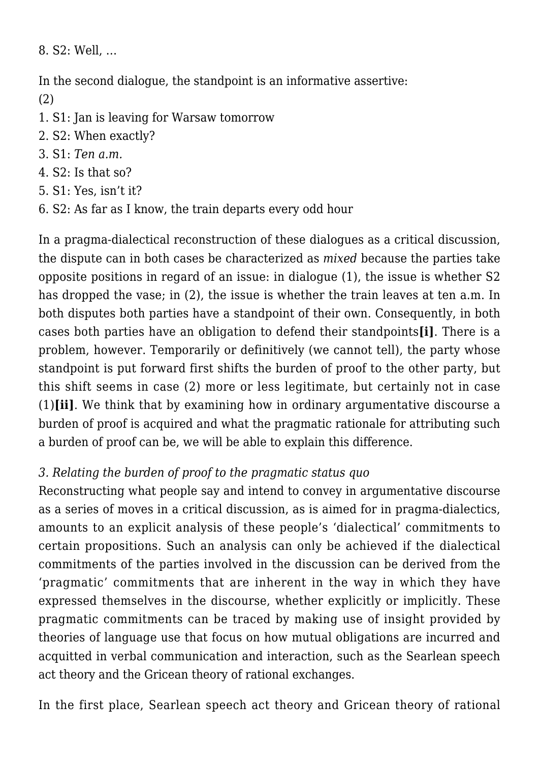8. S2: Well, …

In the second dialogue, the standpoint is an informative assertive:

(2)

1. S1: Jan is leaving for Warsaw tomorrow
2. S2: When exactly?
3. S1: *Ten a.m.*
4. S2: Is that so?
5. S1: Yes, isn't it?
6. S2: As far as I know, the train departs every odd hour

In a pragma-dialectical reconstruction of these dialogues as a critical discussion, the dispute can in both cases be characterized as *mixed* because the parties take opposite positions in regard of an issue: in dialogue (1), the issue is whether S2 has dropped the vase; in (2), the issue is whether the train leaves at ten a.m. In both disputes both parties have a standpoint of their own. Consequently, in both cases both parties have an obligation to defend their standpoints**[i]**. There is a problem, however. Temporarily or definitively (we cannot tell), the party whose standpoint is put forward first shifts the burden of proof to the other party, but this shift seems in case (2) more or less legitimate, but certainly not in case (1)**[ii]**. We think that by examining how in ordinary argumentative discourse a burden of proof is acquired and what the pragmatic rationale for attributing such a burden of proof can be, we will be able to explain this difference.

### *3. Relating the burden of proof to the pragmatic status quo*

Reconstructing what people say and intend to convey in argumentative discourse as a series of moves in a critical discussion, as is aimed for in pragma-dialectics, amounts to an explicit analysis of these people's 'dialectical' commitments to certain propositions. Such an analysis can only be achieved if the dialectical commitments of the parties involved in the discussion can be derived from the 'pragmatic' commitments that are inherent in the way in which they have expressed themselves in the discourse, whether explicitly or implicitly. These pragmatic commitments can be traced by making use of insight provided by theories of language use that focus on how mutual obligations are incurred and acquitted in verbal communication and interaction, such as the Searlean speech act theory and the Gricean theory of rational exchanges.

In the first place, Searlean speech act theory and Gricean theory of rational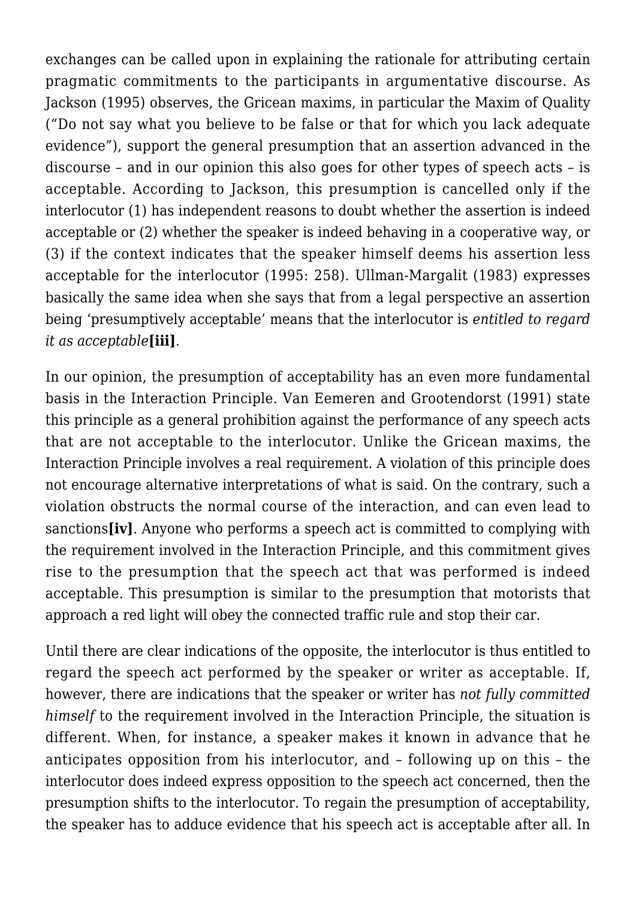exchanges can be called upon in explaining the rationale for attributing certain pragmatic commitments to the participants in argumentative discourse. As Jackson (1995) observes, the Gricean maxims, in particular the Maxim of Quality ("Do not say what you believe to be false or that for which you lack adequate evidence"), support the general presumption that an assertion advanced in the discourse – and in our opinion this also goes for other types of speech acts – is acceptable. According to Jackson, this presumption is cancelled only if the interlocutor (1) has independent reasons to doubt whether the assertion is indeed acceptable or (2) whether the speaker is indeed behaving in a cooperative way, or (3) if the context indicates that the speaker himself deems his assertion less acceptable for the interlocutor (1995: 258). Ullman-Margalit (1983) expresses basically the same idea when she says that from a legal perspective an assertion being 'presumptively acceptable' means that the interlocutor is *entitled to regard it as acceptable* **[iii]**.

In our opinion, the presumption of acceptability has an even more fundamental basis in the Interaction Principle. Van Eemeren and Grootendorst (1991) state this principle as a general prohibition against the performance of any speech acts that are not acceptable to the interlocutor. Unlike the Gricean maxims, the Interaction Principle involves a real requirement. A violation of this principle does not encourage alternative interpretations of what is said. On the contrary, such a violation obstructs the normal course of the interaction, and can even lead to sanctions **[iv]**. Anyone who performs a speech act is committed to complying with the requirement involved in the Interaction Principle, and this commitment gives rise to the presumption that the speech act that was performed is indeed acceptable. This presumption is similar to the presumption that motorists that approach a red light will obey the connected traffic rule and stop their car.

Until there are clear indications of the opposite, the interlocutor is thus entitled to regard the speech act performed by the speaker or writer as acceptable. If, however, there are indications that the speaker or writer has *not fully committed himself* to the requirement involved in the Interaction Principle, the situation is different. When, for instance, a speaker makes it known in advance that he anticipates opposition from his interlocutor, and – following up on this – the interlocutor does indeed express opposition to the speech act concerned, then the presumption shifts to the interlocutor. To regain the presumption of acceptability, the speaker has to adduce evidence that his speech act is acceptable after all. In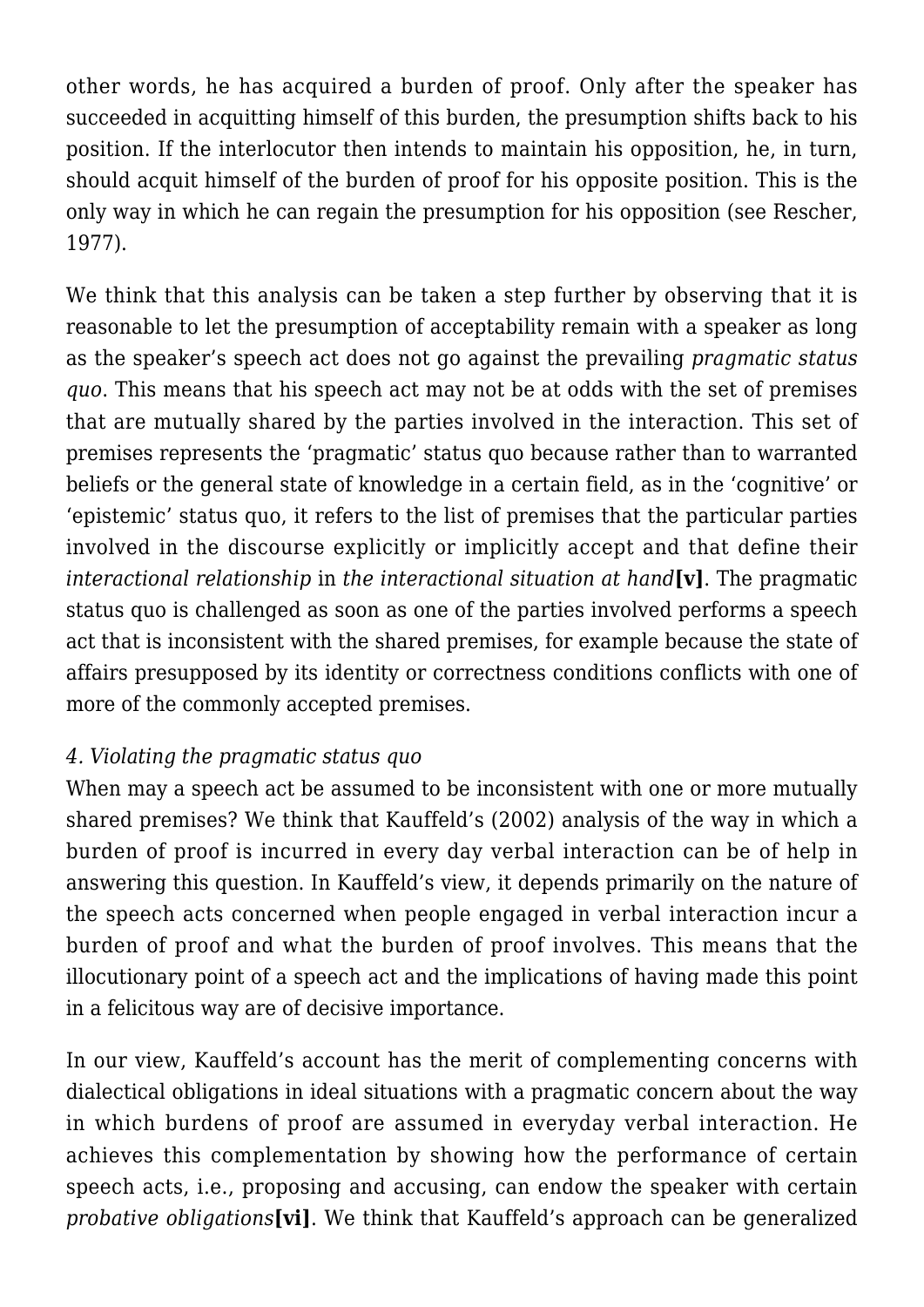other words, he has acquired a burden of proof. Only after the speaker has succeeded in acquitting himself of this burden, the presumption shifts back to his position. If the interlocutor then intends to maintain his opposition, he, in turn, should acquit himself of the burden of proof for his opposite position. This is the only way in which he can regain the presumption for his opposition (see Rescher, 1977).

We think that this analysis can be taken a step further by observing that it is reasonable to let the presumption of acceptability remain with a speaker as long as the speaker's speech act does not go against the prevailing *pragmatic status quo*. This means that his speech act may not be at odds with the set of premises that are mutually shared by the parties involved in the interaction. This set of premises represents the 'pragmatic' status quo because rather than to warranted beliefs or the general state of knowledge in a certain field, as in the 'cognitive' or 'epistemic' status quo, it refers to the list of premises that the particular parties involved in the discourse explicitly or implicitly accept and that define their *interactional relationship* in *the interactional situation at hand***[v]**. The pragmatic status quo is challenged as soon as one of the parties involved performs a speech act that is inconsistent with the shared premises, for example because the state of affairs presupposed by its identity or correctness conditions conflicts with one of more of the commonly accepted premises.

*4. Violating the pragmatic status quo*

When may a speech act be assumed to be inconsistent with one or more mutually shared premises? We think that Kauffeld's (2002) analysis of the way in which a burden of proof is incurred in every day verbal interaction can be of help in answering this question. In Kauffeld's view, it depends primarily on the nature of the speech acts concerned when people engaged in verbal interaction incur a burden of proof and what the burden of proof involves. This means that the illocutionary point of a speech act and the implications of having made this point in a felicitous way are of decisive importance.

In our view, Kauffeld's account has the merit of complementing concerns with dialectical obligations in ideal situations with a pragmatic concern about the way in which burdens of proof are assumed in everyday verbal interaction. He achieves this complementation by showing how the performance of certain speech acts, i.e., proposing and accusing, can endow the speaker with certain *probative obligations***[vi]**. We think that Kauffeld's approach can be generalized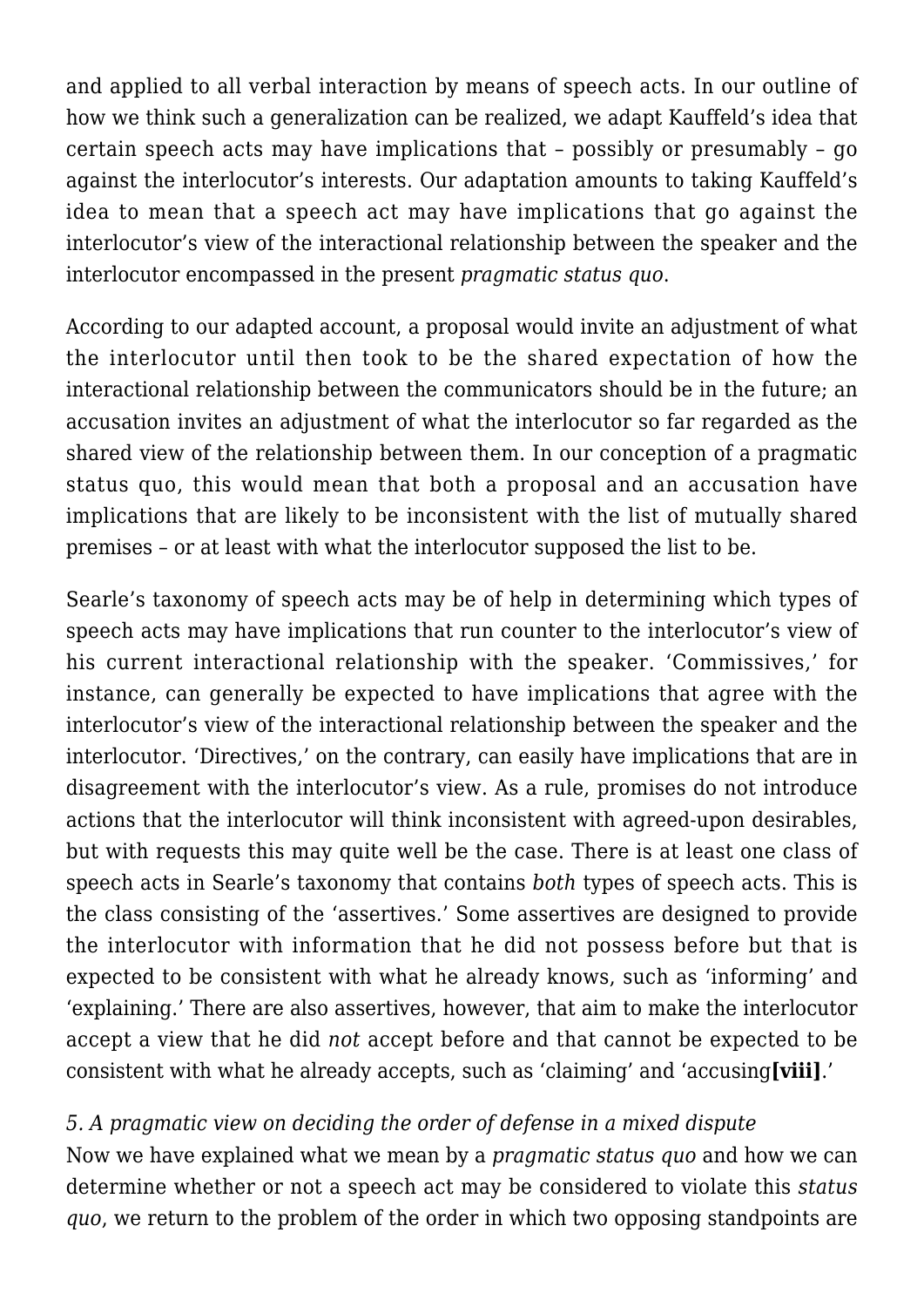and applied to all verbal interaction by means of speech acts. In our outline of how we think such a generalization can be realized, we adapt Kauffeld's idea that certain speech acts may have implications that – possibly or presumably – go against the interlocutor's interests. Our adaptation amounts to taking Kauffeld's idea to mean that a speech act may have implications that go against the interlocutor's view of the interactional relationship between the speaker and the interlocutor encompassed in the present *pragmatic status quo*.

According to our adapted account, a proposal would invite an adjustment of what the interlocutor until then took to be the shared expectation of how the interactional relationship between the communicators should be in the future; an accusation invites an adjustment of what the interlocutor so far regarded as the shared view of the relationship between them. In our conception of a pragmatic status quo, this would mean that both a proposal and an accusation have implications that are likely to be inconsistent with the list of mutually shared premises – or at least with what the interlocutor supposed the list to be.

Searle's taxonomy of speech acts may be of help in determining which types of speech acts may have implications that run counter to the interlocutor's view of his current interactional relationship with the speaker. 'Commissives,' for instance, can generally be expected to have implications that agree with the interlocutor's view of the interactional relationship between the speaker and the interlocutor. 'Directives,' on the contrary, can easily have implications that are in disagreement with the interlocutor's view. As a rule, promises do not introduce actions that the interlocutor will think inconsistent with agreed-upon desirables, but with requests this may quite well be the case. There is at least one class of speech acts in Searle's taxonomy that contains *both* types of speech acts. This is the class consisting of the 'assertives.' Some assertives are designed to provide the interlocutor with information that he did not possess before but that is expected to be consistent with what he already knows, such as 'informing' and 'explaining.' There are also assertives, however, that aim to make the interlocutor accept a view that he did *not* accept before and that cannot be expected to be consistent with what he already accepts, such as 'claiming' and 'accusing**[viii]**.'

*5. A pragmatic view on deciding the order of defense in a mixed dispute*

Now we have explained what we mean by a *pragmatic status quo* and how we can determine whether or not a speech act may be considered to violate this *status quo*, we return to the problem of the order in which two opposing standpoints are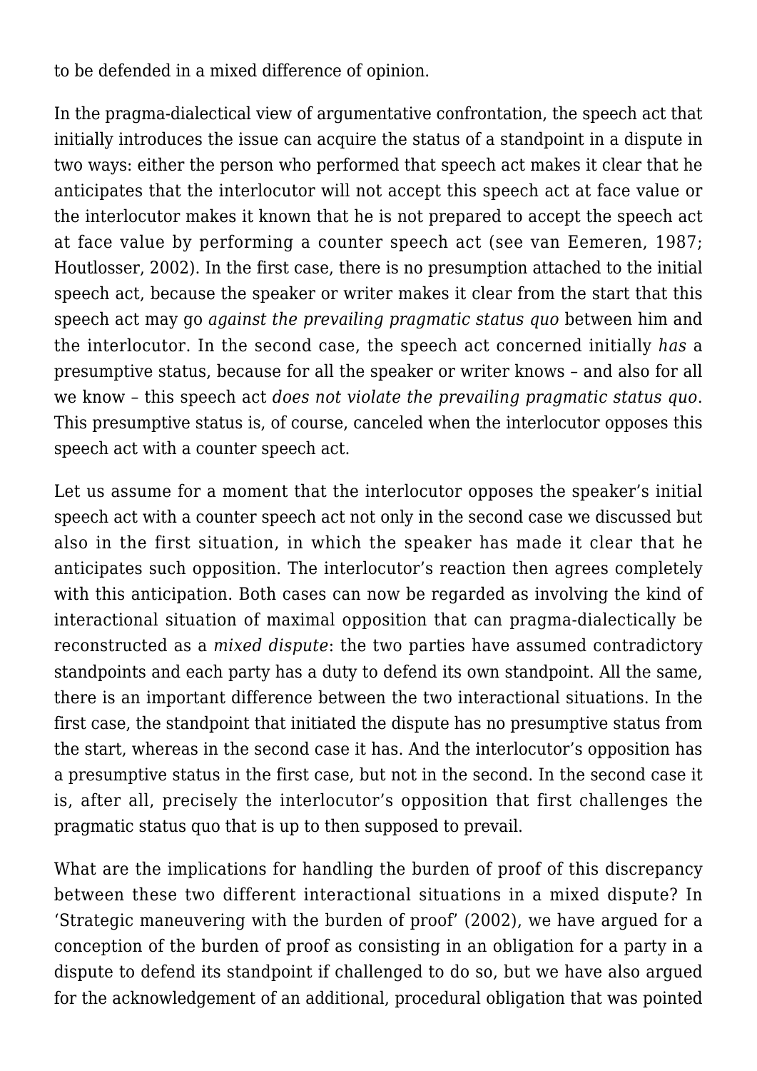to be defended in a mixed difference of opinion.

In the pragma-dialectical view of argumentative confrontation, the speech act that initially introduces the issue can acquire the status of a standpoint in a dispute in two ways: either the person who performed that speech act makes it clear that he anticipates that the interlocutor will not accept this speech act at face value or the interlocutor makes it known that he is not prepared to accept the speech act at face value by performing a counter speech act (see van Eemeren, 1987; Houtlosser, 2002). In the first case, there is no presumption attached to the initial speech act, because the speaker or writer makes it clear from the start that this speech act may go *against the prevailing pragmatic status quo* between him and the interlocutor. In the second case, the speech act concerned initially *has* a presumptive status, because for all the speaker or writer knows – and also for all we know – this speech act *does not violate the prevailing pragmatic status quo*. This presumptive status is, of course, canceled when the interlocutor opposes this speech act with a counter speech act.

Let us assume for a moment that the interlocutor opposes the speaker's initial speech act with a counter speech act not only in the second case we discussed but also in the first situation, in which the speaker has made it clear that he anticipates such opposition. The interlocutor's reaction then agrees completely with this anticipation. Both cases can now be regarded as involving the kind of interactional situation of maximal opposition that can pragma-dialectically be reconstructed as a *mixed dispute*: the two parties have assumed contradictory standpoints and each party has a duty to defend its own standpoint. All the same, there is an important difference between the two interactional situations. In the first case, the standpoint that initiated the dispute has no presumptive status from the start, whereas in the second case it has. And the interlocutor's opposition has a presumptive status in the first case, but not in the second. In the second case it is, after all, precisely the interlocutor's opposition that first challenges the pragmatic status quo that is up to then supposed to prevail.

What are the implications for handling the burden of proof of this discrepancy between these two different interactional situations in a mixed dispute? In 'Strategic maneuvering with the burden of proof' (2002), we have argued for a conception of the burden of proof as consisting in an obligation for a party in a dispute to defend its standpoint if challenged to do so, but we have also argued for the acknowledgement of an additional, procedural obligation that was pointed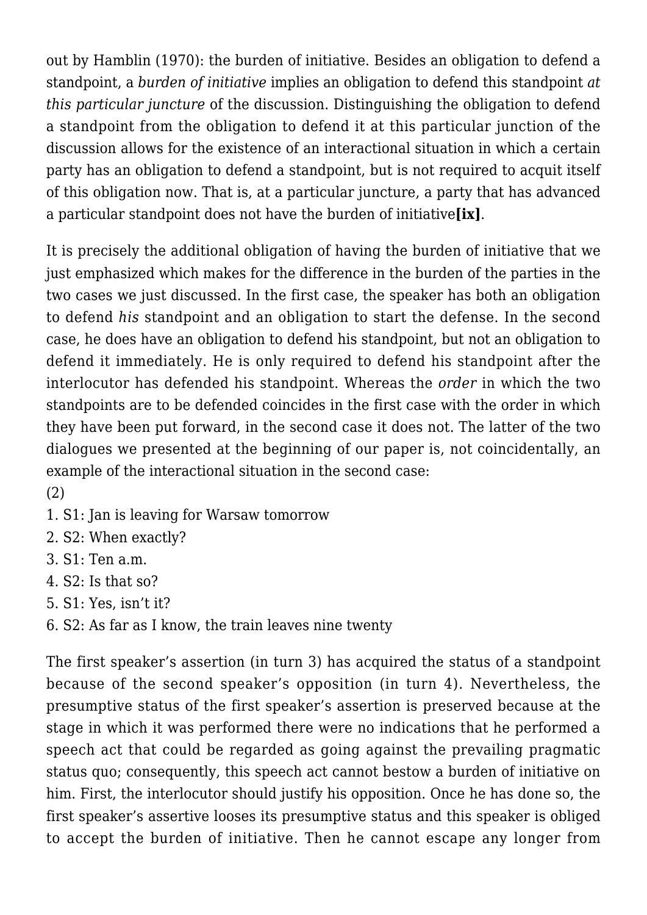out by Hamblin (1970): the burden of initiative. Besides an obligation to defend a standpoint, a *burden of initiative* implies an obligation to defend this standpoint *at this particular juncture* of the discussion. Distinguishing the obligation to defend a standpoint from the obligation to defend it at this particular junction of the discussion allows for the existence of an interactional situation in which a certain party has an obligation to defend a standpoint, but is not required to acquit itself of this obligation now. That is, at a particular juncture, a party that has advanced a particular standpoint does not have the burden of initiative**[ix]**.

It is precisely the additional obligation of having the burden of initiative that we just emphasized which makes for the difference in the burden of the parties in the two cases we just discussed. In the first case, the speaker has both an obligation to defend *his* standpoint and an obligation to start the defense. In the second case, he does have an obligation to defend his standpoint, but not an obligation to defend it immediately. He is only required to defend his standpoint after the interlocutor has defended his standpoint. Whereas the *order* in which the two standpoints are to be defended coincides in the first case with the order in which they have been put forward, in the second case it does not. The latter of the two dialogues we presented at the beginning of our paper is, not coincidentally, an example of the interactional situation in the second case:

(2)
1. S1: Jan is leaving for Warsaw tomorrow
2. S2: When exactly?
3. S1: Ten a.m.
4. S2: Is that so?
5. S1: Yes, isn't it?
6. S2: As far as I know, the train leaves nine twenty

The first speaker's assertion (in turn 3) has acquired the status of a standpoint because of the second speaker's opposition (in turn 4). Nevertheless, the presumptive status of the first speaker's assertion is preserved because at the stage in which it was performed there were no indications that he performed a speech act that could be regarded as going against the prevailing pragmatic status quo; consequently, this speech act cannot bestow a burden of initiative on him. First, the interlocutor should justify his opposition. Once he has done so, the first speaker's assertive looses its presumptive status and this speaker is obliged to accept the burden of initiative. Then he cannot escape any longer from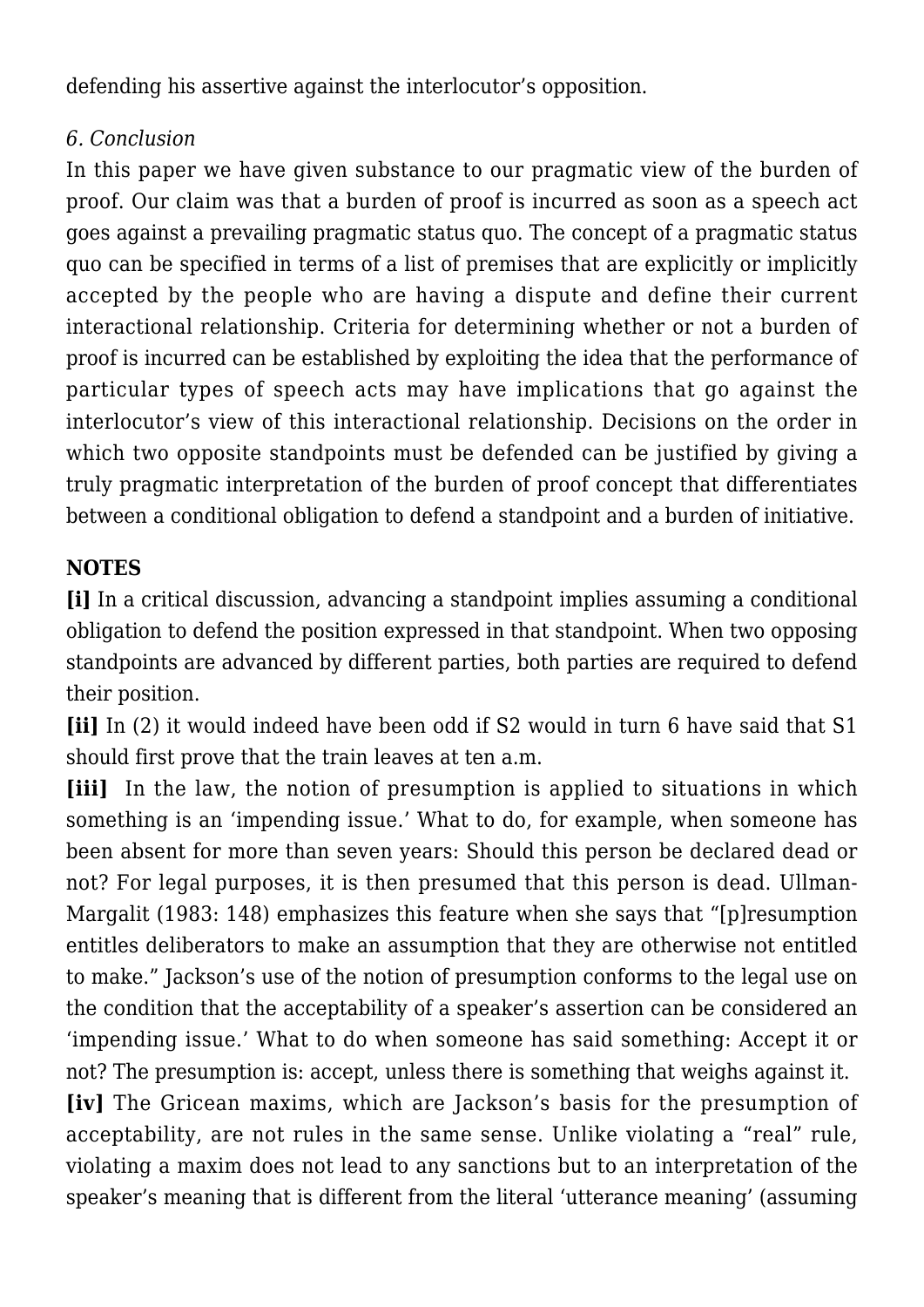defending his assertive against the interlocutor's opposition.

*6. Conclusion*

In this paper we have given substance to our pragmatic view of the burden of proof. Our claim was that a burden of proof is incurred as soon as a speech act goes against a prevailing pragmatic status quo. The concept of a pragmatic status quo can be specified in terms of a list of premises that are explicitly or implicitly accepted by the people who are having a dispute and define their current interactional relationship. Criteria for determining whether or not a burden of proof is incurred can be established by exploiting the idea that the performance of particular types of speech acts may have implications that go against the interlocutor's view of this interactional relationship. Decisions on the order in which two opposite standpoints must be defended can be justified by giving a truly pragmatic interpretation of the burden of proof concept that differentiates between a conditional obligation to defend a standpoint and a burden of initiative.

**NOTES**

**[i]** In a critical discussion, advancing a standpoint implies assuming a conditional obligation to defend the position expressed in that standpoint. When two opposing standpoints are advanced by different parties, both parties are required to defend their position.

**[ii]** In (2) it would indeed have been odd if S2 would in turn 6 have said that S1 should first prove that the train leaves at ten a.m.

**[iii]** In the law, the notion of presumption is applied to situations in which something is an 'impending issue.' What to do, for example, when someone has been absent for more than seven years: Should this person be declared dead or not? For legal purposes, it is then presumed that this person is dead. Ullman-Margalit (1983: 148) emphasizes this feature when she says that "[p]resumption entitles deliberators to make an assumption that they are otherwise not entitled to make." Jackson's use of the notion of presumption conforms to the legal use on the condition that the acceptability of a speaker's assertion can be considered an 'impending issue.' What to do when someone has said something: Accept it or not? The presumption is: accept, unless there is something that weighs against it.

**[iv]** The Gricean maxims, which are Jackson's basis for the presumption of acceptability, are not rules in the same sense. Unlike violating a "real" rule, violating a maxim does not lead to any sanctions but to an interpretation of the speaker's meaning that is different from the literal 'utterance meaning' (assuming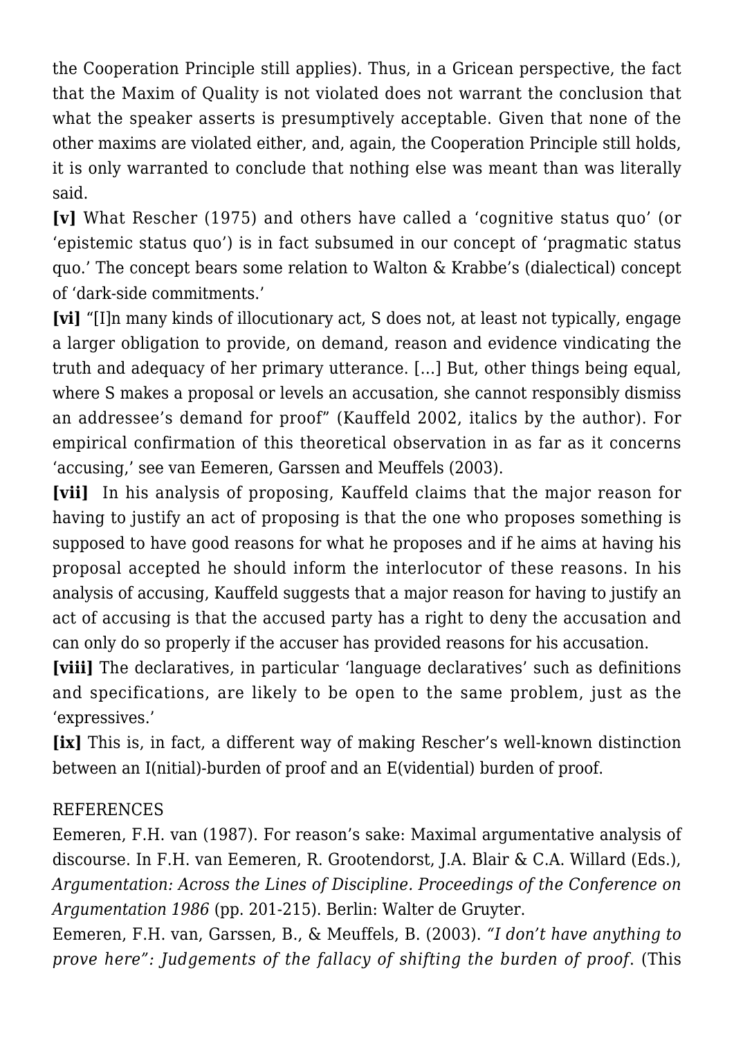the Cooperation Principle still applies). Thus, in a Gricean perspective, the fact that the Maxim of Quality is not violated does not warrant the conclusion that what the speaker asserts is presumptively acceptable. Given that none of the other maxims are violated either, and, again, the Cooperation Principle still holds, it is only warranted to conclude that nothing else was meant than was literally said.

**[v]** What Rescher (1975) and others have called a 'cognitive status quo' (or 'epistemic status quo') is in fact subsumed in our concept of 'pragmatic status quo.' The concept bears some relation to Walton & Krabbe's (dialectical) concept of 'dark-side commitments.'

**[vi]** "[I]n many kinds of illocutionary act, S does not, at least not typically, engage a larger obligation to provide, on demand, reason and evidence vindicating the truth and adequacy of her primary utterance. […] But, other things being equal, where S makes a proposal or levels an accusation, she cannot responsibly dismiss an addressee's demand for proof" (Kauffeld 2002, italics by the author). For empirical confirmation of this theoretical observation in as far as it concerns 'accusing,' see van Eemeren, Garssen and Meuffels (2003).

**[vii]** In his analysis of proposing, Kauffeld claims that the major reason for having to justify an act of proposing is that the one who proposes something is supposed to have good reasons for what he proposes and if he aims at having his proposal accepted he should inform the interlocutor of these reasons. In his analysis of accusing, Kauffeld suggests that a major reason for having to justify an act of accusing is that the accused party has a right to deny the accusation and can only do so properly if the accuser has provided reasons for his accusation.

**[viii]** The declaratives, in particular 'language declaratives' such as definitions and specifications, are likely to be open to the same problem, just as the 'expressives.'

**[ix]** This is, in fact, a different way of making Rescher's well-known distinction between an I(nitial)-burden of proof and an E(vidential) burden of proof.

REFERENCES

Eemeren, F.H. van (1987). For reason's sake: Maximal argumentative analysis of discourse. In F.H. van Eemeren, R. Grootendorst, J.A. Blair & C.A. Willard (Eds.), *Argumentation: Across the Lines of Discipline. Proceedings of the Conference on Argumentation 1986* (pp. 201-215). Berlin: Walter de Gruyter.

Eemeren, F.H. van, Garssen, B., & Meuffels, B. (2003). *"I don't have anything to prove here": Judgements of the fallacy of shifting the burden of proof*. (This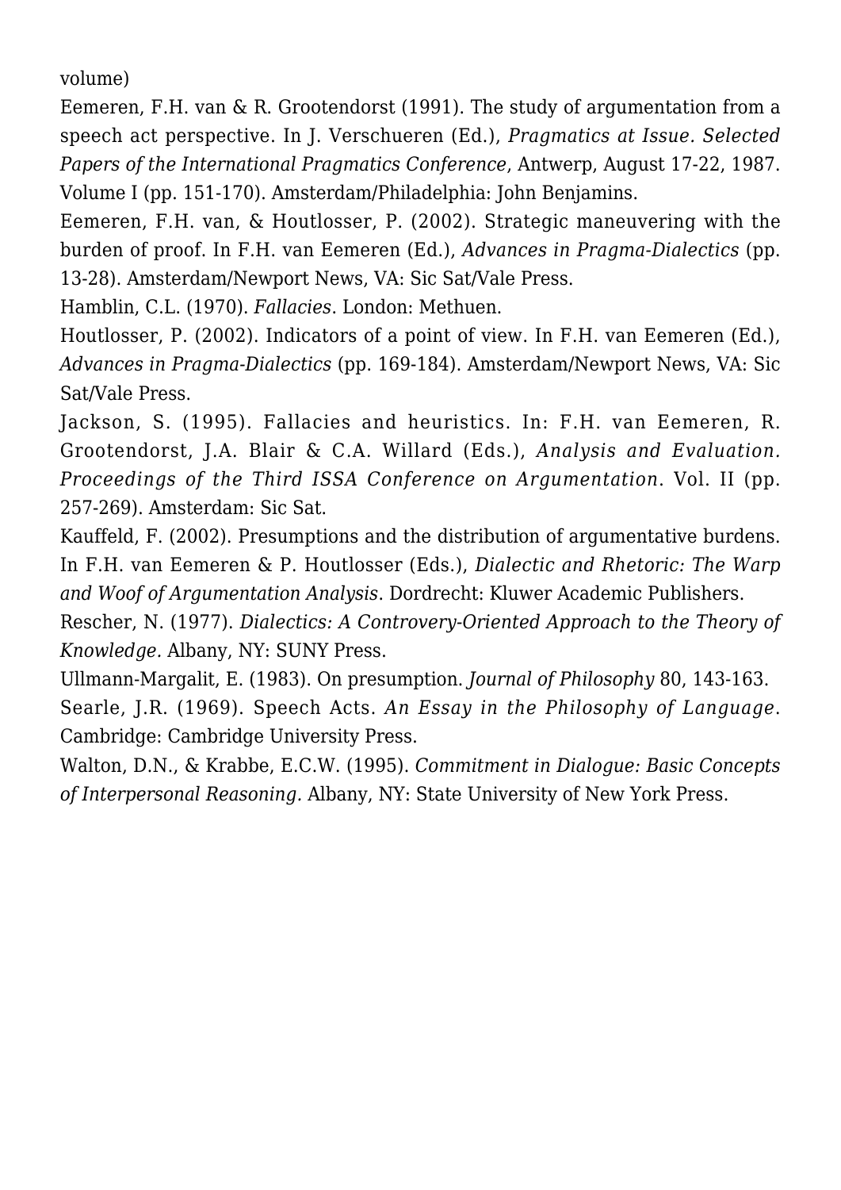volume)

Eemeren, F.H. van & R. Grootendorst (1991). The study of argumentation from a speech act perspective. In J. Verschueren (Ed.), *Pragmatics at Issue. Selected Papers of the International Pragmatics Conference*, Antwerp, August 17-22, 1987. Volume I (pp. 151-170). Amsterdam/Philadelphia: John Benjamins.

Eemeren, F.H. van, & Houtlosser, P. (2002). Strategic maneuvering with the burden of proof. In F.H. van Eemeren (Ed.), *Advances in Pragma-Dialectics* (pp. 13-28). Amsterdam/Newport News, VA: Sic Sat/Vale Press.

Hamblin, C.L. (1970). *Fallacies*. London: Methuen.

Houtlosser, P. (2002). Indicators of a point of view. In F.H. van Eemeren (Ed.), *Advances in Pragma-Dialectics* (pp. 169-184). Amsterdam/Newport News, VA: Sic Sat/Vale Press.

Jackson, S. (1995). Fallacies and heuristics. In: F.H. van Eemeren, R. Grootendorst, J.A. Blair & C.A. Willard (Eds.), *Analysis and Evaluation. Proceedings of the Third ISSA Conference on Argumentation*. Vol. II (pp. 257-269). Amsterdam: Sic Sat.

Kauffeld, F. (2002). Presumptions and the distribution of argumentative burdens. In F.H. van Eemeren & P. Houtlosser (Eds.), *Dialectic and Rhetoric: The Warp and Woof of Argumentation Analysis*. Dordrecht: Kluwer Academic Publishers.

Rescher, N. (1977). *Dialectics: A Controvery-Oriented Approach to the Theory of Knowledge.* Albany, NY: SUNY Press.

Ullmann-Margalit, E. (1983). On presumption. *Journal of Philosophy* 80, 143-163.

Searle, J.R. (1969). Speech Acts. *An Essay in the Philosophy of Language*. Cambridge: Cambridge University Press.

Walton, D.N., & Krabbe, E.C.W. (1995). *Commitment in Dialogue: Basic Concepts of Interpersonal Reasoning.* Albany, NY: State University of New York Press.